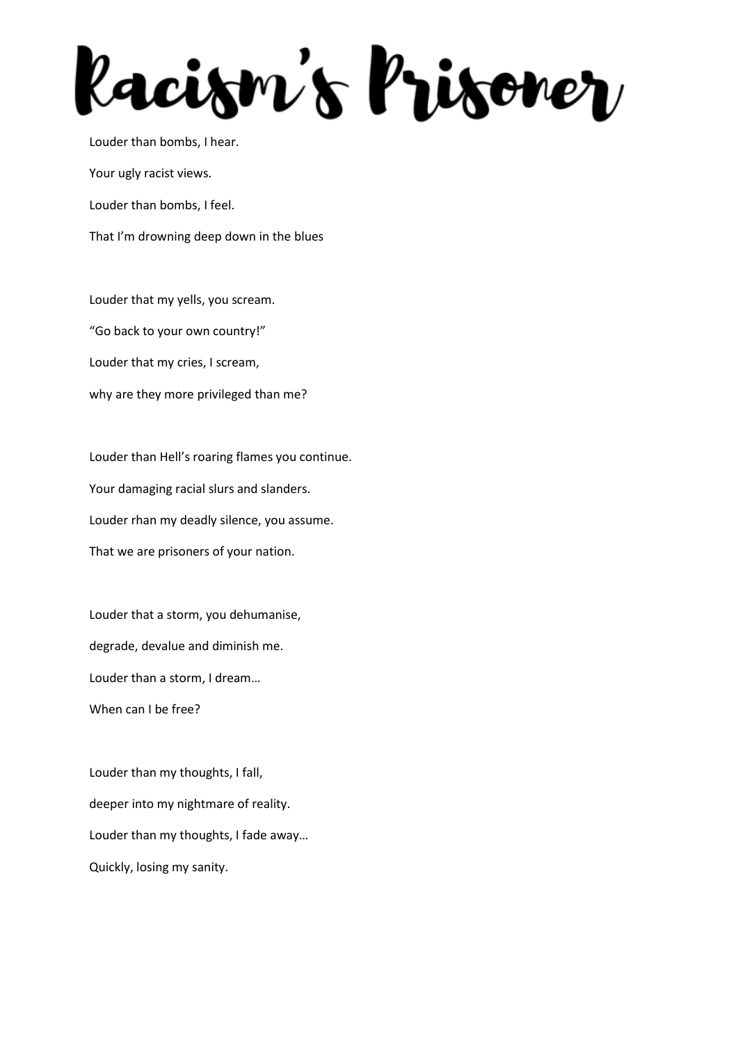# Racism's Prisoner

Louder than bombs, I hear.

Your ugly racist views.

Louder than bombs, I feel.

That I'm drowning deep down in the blues

Louder that my yells, you scream.

"Go back to your own country!"

Louder that my cries, I scream,

why are they more privileged than me?

Louder than Hell's roaring flames you continue.

Your damaging racial slurs and slanders.

Louder rhan my deadly silence, you assume.

That we are prisoners of your nation.

Louder that a storm, you dehumanise,

degrade, devalue and diminish me.

Louder than a storm, I dream…

When can I be free?

Louder than my thoughts, I fall,

deeper into my nightmare of reality.

Louder than my thoughts, I fade away…

Quickly, losing my sanity.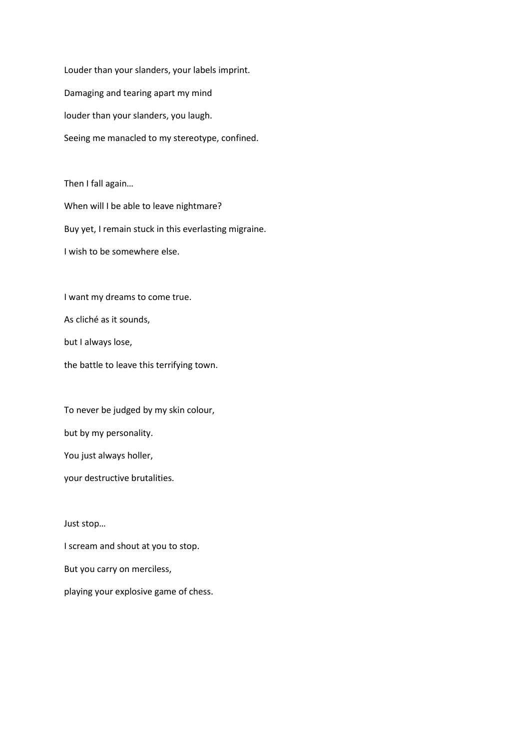Louder than your slanders, your labels imprint.

Damaging and tearing apart my mind

louder than your slanders, you laugh.

Seeing me manacled to my stereotype, confined.

Then I fall again…

When will I be able to leave nightmare?

Buy yet, I remain stuck in this everlasting migraine.

I wish to be somewhere else.

I want my dreams to come true.

As cliché as it sounds,

but I always lose,

the battle to leave this terrifying town.

To never be judged by my skin colour,

but by my personality.

You just always holler,

your destructive brutalities.

Just stop…

I scream and shout at you to stop.

But you carry on merciless,

playing your explosive game of chess.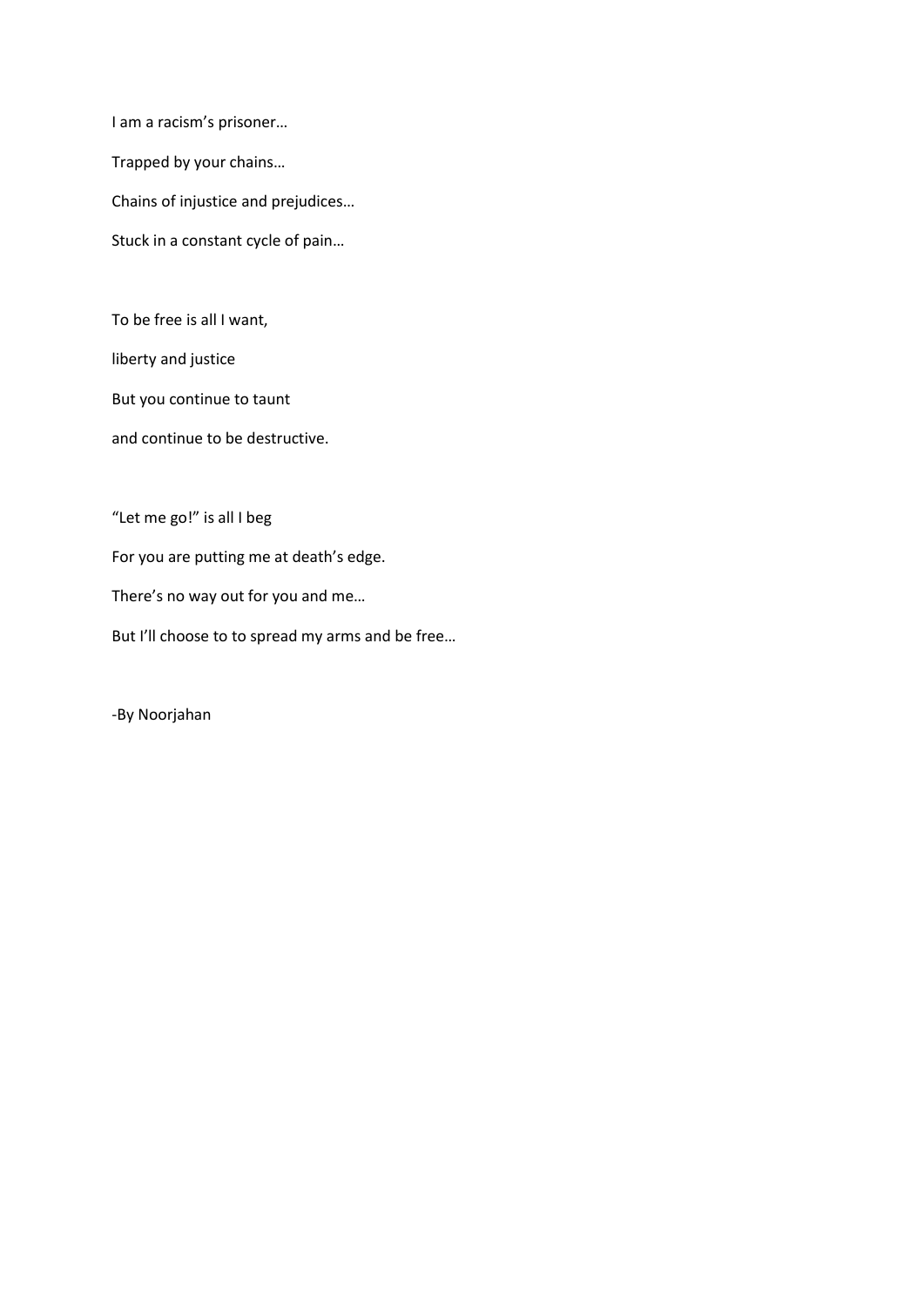I am a racism's prisoner…

Trapped by your chains…

Chains of injustice and prejudices…

Stuck in a constant cycle of pain…

To be free is all I want,

liberty and justice

But you continue to taunt

and continue to be destructive.

"Let me go!" is all I beg

For you are putting me at death's edge.

There's no way out for you and me…

But I'll choose to to spread my arms and be free…

-By Noorjahan